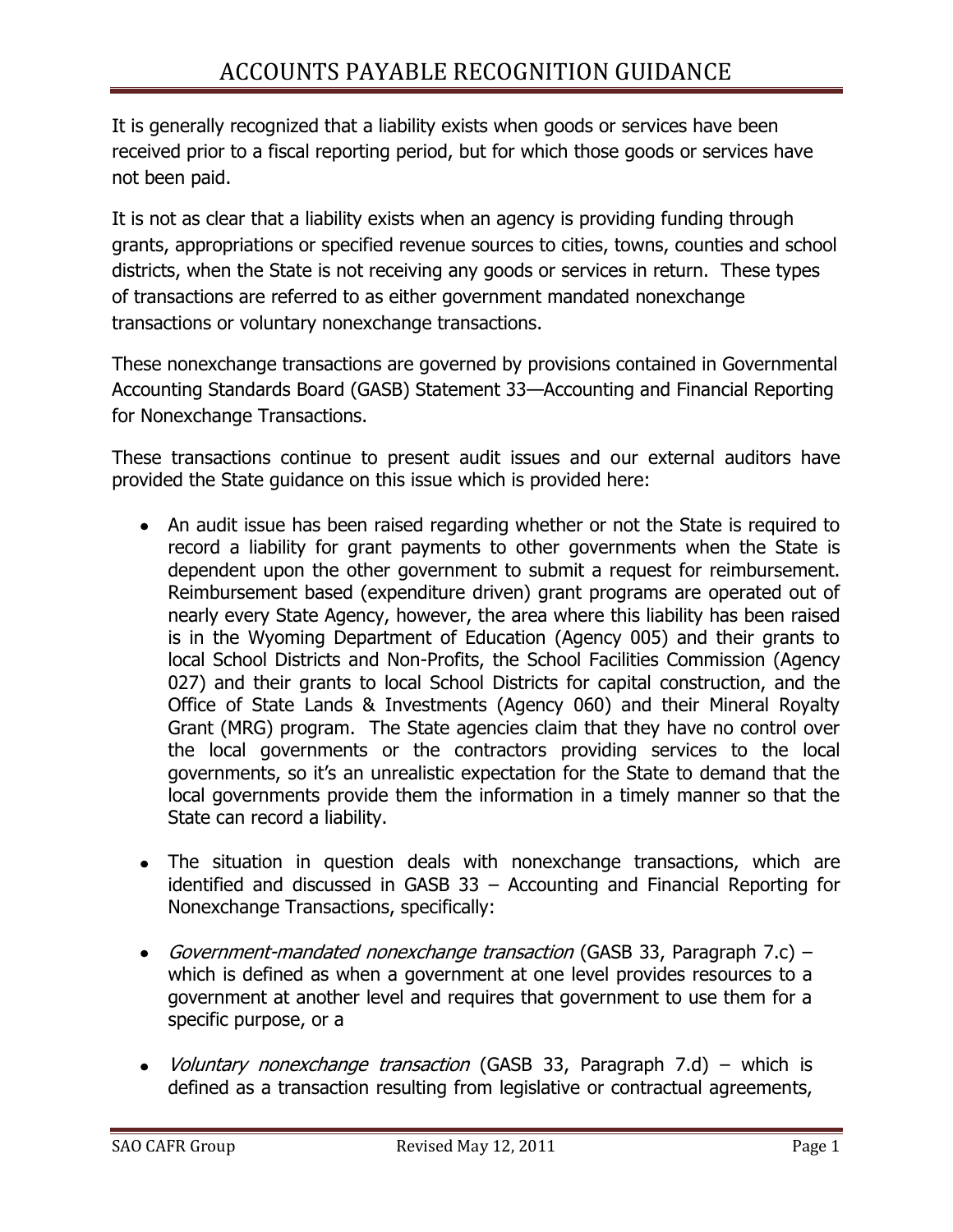# ACCOUNTS PAYABLE RECOGNITION GUIDANCE

It is generally recognized that a liability exists when goods or services have been received prior to a fiscal reporting period, but for which those goods or services have not been paid.

It is not as clear that a liability exists when an agency is providing funding through grants, appropriations or specified revenue sources to cities, towns, counties and school districts, when the State is not receiving any goods or services in return. These types of transactions are referred to as either government mandated nonexchange transactions or voluntary nonexchange transactions.

These nonexchange transactions are governed by provisions contained in Governmental Accounting Standards Board (GASB) Statement 33—Accounting and Financial Reporting for Nonexchange Transactions.

These transactions continue to present audit issues and our external auditors have provided the State guidance on this issue which is provided here:

- An audit issue has been raised regarding whether or not the State is required to record a liability for grant payments to other governments when the State is dependent upon the other government to submit a request for reimbursement. Reimbursement based (expenditure driven) grant programs are operated out of nearly every State Agency, however, the area where this liability has been raised is in the Wyoming Department of Education (Agency 005) and their grants to local School Districts and Non-Profits, the School Facilities Commission (Agency 027) and their grants to local School Districts for capital construction, and the Office of State Lands & Investments (Agency 060) and their Mineral Royalty Grant (MRG) program. The State agencies claim that they have no control over the local governments or the contractors providing services to the local governments, so it's an unrealistic expectation for the State to demand that the local governments provide them the information in a timely manner so that the State can record a liability.

- The situation in question deals with nonexchange transactions, which are identified and discussed in GASB 33 – Accounting and Financial Reporting for Nonexchange Transactions, specifically:

- *Government-mandated nonexchange transaction* (GASB 33, Paragraph 7.c) – which is defined as when a government at one level provides resources to a government at another level and requires that government to use them for a specific purpose, or a

- *Voluntary nonexchange transaction* (GASB 33, Paragraph 7.d) – which is defined as a transaction resulting from legislative or contractual agreements,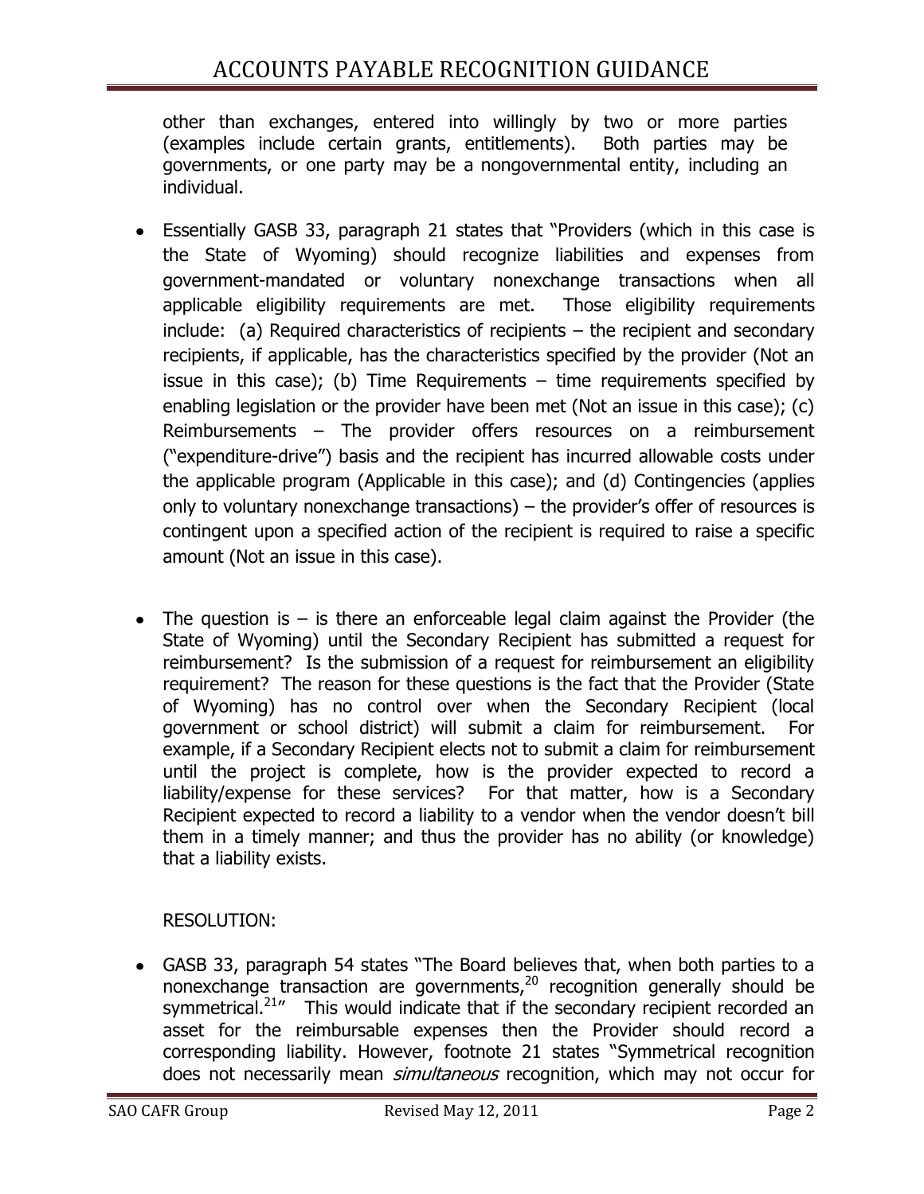other than exchanges, entered into willingly by two or more parties (examples include certain grants, entitlements). Both parties may be governments, or one party may be a nongovernmental entity, including an individual.

- Essentially GASB 33, paragraph 21 states that "Providers (which in this case is the State of Wyoming) should recognize liabilities and expenses from government-mandated or voluntary nonexchange transactions when all applicable eligibility requirements are met. Those eligibility requirements include: (a) Required characteristics of recipients – the recipient and secondary recipients, if applicable, has the characteristics specified by the provider (Not an issue in this case); (b) Time Requirements – time requirements specified by enabling legislation or the provider have been met (Not an issue in this case); (c) Reimbursements – The provider offers resources on a reimbursement ("expenditure-drive") basis and the recipient has incurred allowable costs under the applicable program (Applicable in this case); and (d) Contingencies (applies only to voluntary nonexchange transactions) – the provider's offer of resources is contingent upon a specified action of the recipient is required to raise a specific amount (Not an issue in this case).

- The question is – is there an enforceable legal claim against the Provider (the State of Wyoming) until the Secondary Recipient has submitted a request for reimbursement? Is the submission of a request for reimbursement an eligibility requirement? The reason for these questions is the fact that the Provider (State of Wyoming) has no control over when the Secondary Recipient (local government or school district) will submit a claim for reimbursement. For example, if a Secondary Recipient elects not to submit a claim for reimbursement until the project is complete, how is the provider expected to record a liability/expense for these services? For that matter, how is a Secondary Recipient expected to record a liability to a vendor when the vendor doesn't bill them in a timely manner; and thus the provider has no ability (or knowledge) that a liability exists.

RESOLUTION:

- GASB 33, paragraph 54 states "The Board believes that, when both parties to a nonexchange transaction are governments,[20] recognition generally should be symmetrical.[21]" This would indicate that if the secondary recipient recorded an asset for the reimbursable expenses then the Provider should record a corresponding liability. However, footnote 21 states "Symmetrical recognition does not necessarily mean *simultaneous* recognition, which may not occur for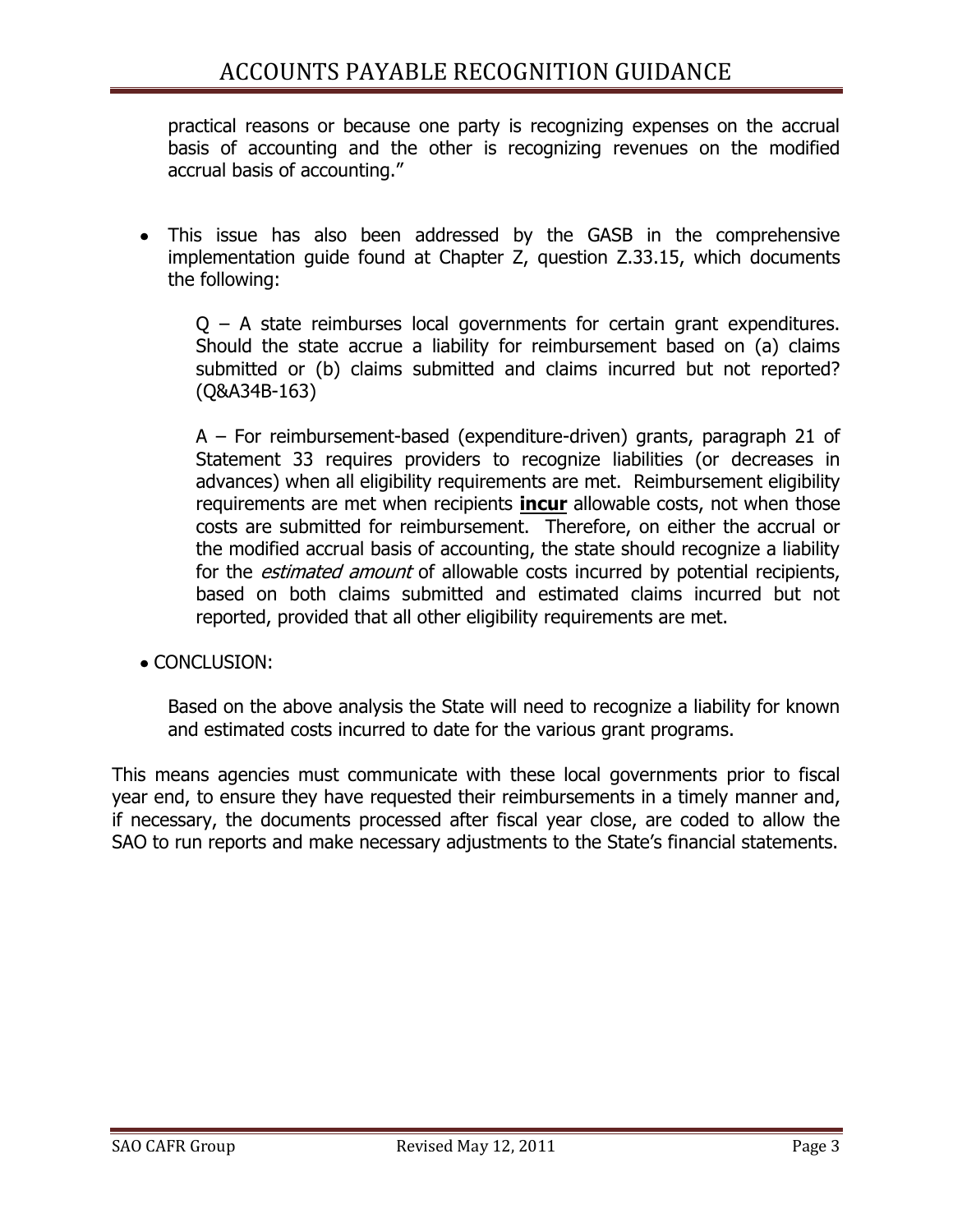practical reasons or because one party is recognizing expenses on the accrual basis of accounting and the other is recognizing revenues on the modified accrual basis of accounting."

- This issue has also been addressed by the GASB in the comprehensive implementation guide found at Chapter Z, question Z.33.15, which documents the following:

  Q – A state reimburses local governments for certain grant expenditures. Should the state accrue a liability for reimbursement based on (a) claims submitted or (b) claims submitted and claims incurred but not reported? (Q&A34B-163)

  A – For reimbursement-based (expenditure-driven) grants, paragraph 21 of Statement 33 requires providers to recognize liabilities (or decreases in advances) when all eligibility requirements are met. Reimbursement eligibility requirements are met when recipients <u>**incur**</u> allowable costs, not when those costs are submitted for reimbursement. Therefore, on either the accrual or the modified accrual basis of accounting, the state should recognize a liability for the *estimated amount* of allowable costs incurred by potential recipients, based on both claims submitted and estimated claims incurred but not reported, provided that all other eligibility requirements are met.

- CONCLUSION:

  Based on the above analysis the State will need to recognize a liability for known and estimated costs incurred to date for the various grant programs.

This means agencies must communicate with these local governments prior to fiscal year end, to ensure they have requested their reimbursements in a timely manner and, if necessary, the documents processed after fiscal year close, are coded to allow the SAO to run reports and make necessary adjustments to the State's financial statements.